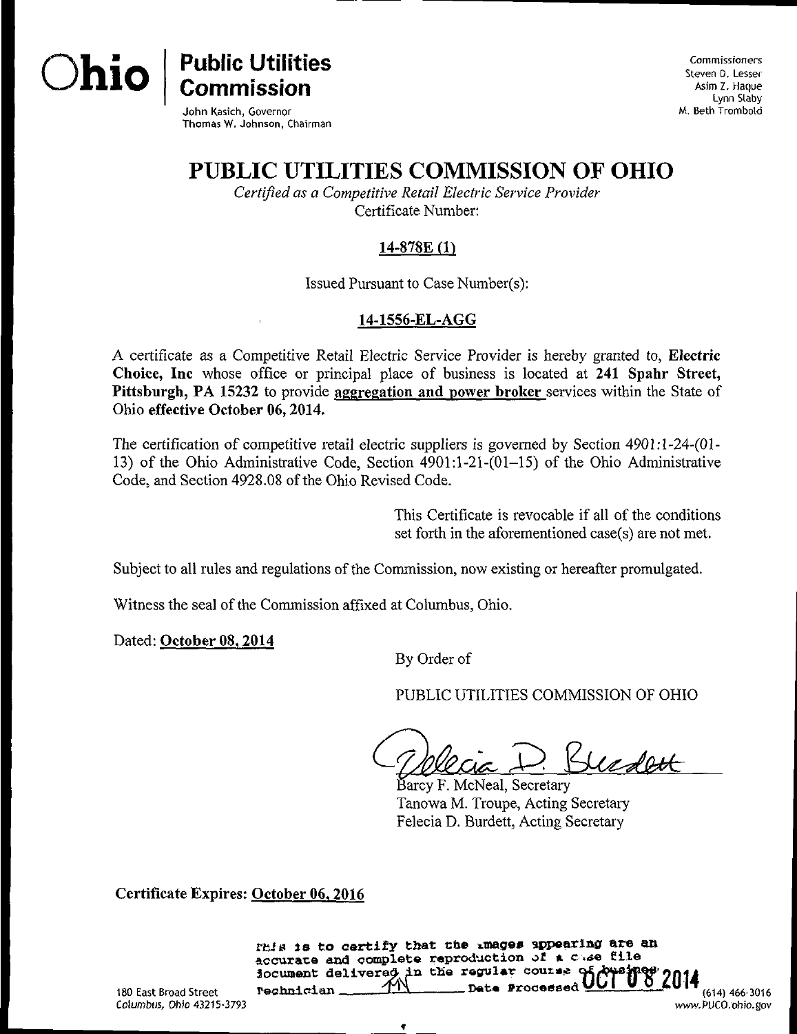**Ohio** | **Public Utilities Commission**

John Kasich, Governor
Thomas W. Johnson, Chairman

Commissioners
Steven D. Lesser
Asim Z. Haque
Lynn Slaby
M. Beth Trombold

# PUBLIC UTILITIES COMMISSION OF OHIO

*Certified as a Competitive Retail Electric Service Provider*
Certificate Number:

**14-878E (1)**

Issued Pursuant to Case Number(s):

**14-1556-EL-AGG**

A certificate as a Competitive Retail Electric Service Provider is hereby granted to, **Electric Choice, Inc** whose office or principal place of business is located at **241 Spahr Street, Pittsburgh, PA 15232** to provide aggregation and power broker services within the State of Ohio **effective October 06, 2014.**

The certification of competitive retail electric suppliers is governed by Section 4901:1-24-(01-13) of the Ohio Administrative Code, Section 4901:1-21-(01–15) of the Ohio Administrative Code, and Section 4928.08 of the Ohio Revised Code.

This Certificate is revocable if all of the conditions set forth in the aforementioned case(s) are not met.

Subject to all rules and regulations of the Commission, now existing or hereafter promulgated.

Witness the seal of the Commission affixed at Columbus, Ohio.

Dated: **October 08, 2014**

By Order of

PUBLIC UTILITIES COMMISSION OF OHIO

Barcy F. McNeal, Secretary
Tanowa M. Troupe, Acting Secretary
Felecia D. Burdett, Acting Secretary

**Certificate Expires: October 06, 2016**

This is to certify that the images appearing are an accurate and complete reproduction of a case file document delivered in the regular course of business.
Technician ____ Date Processed OCT 08 2014

180 East Broad Street
Columbus, Ohio 43215-3793

(614) 466-3016
www.PUCO.ohio.gov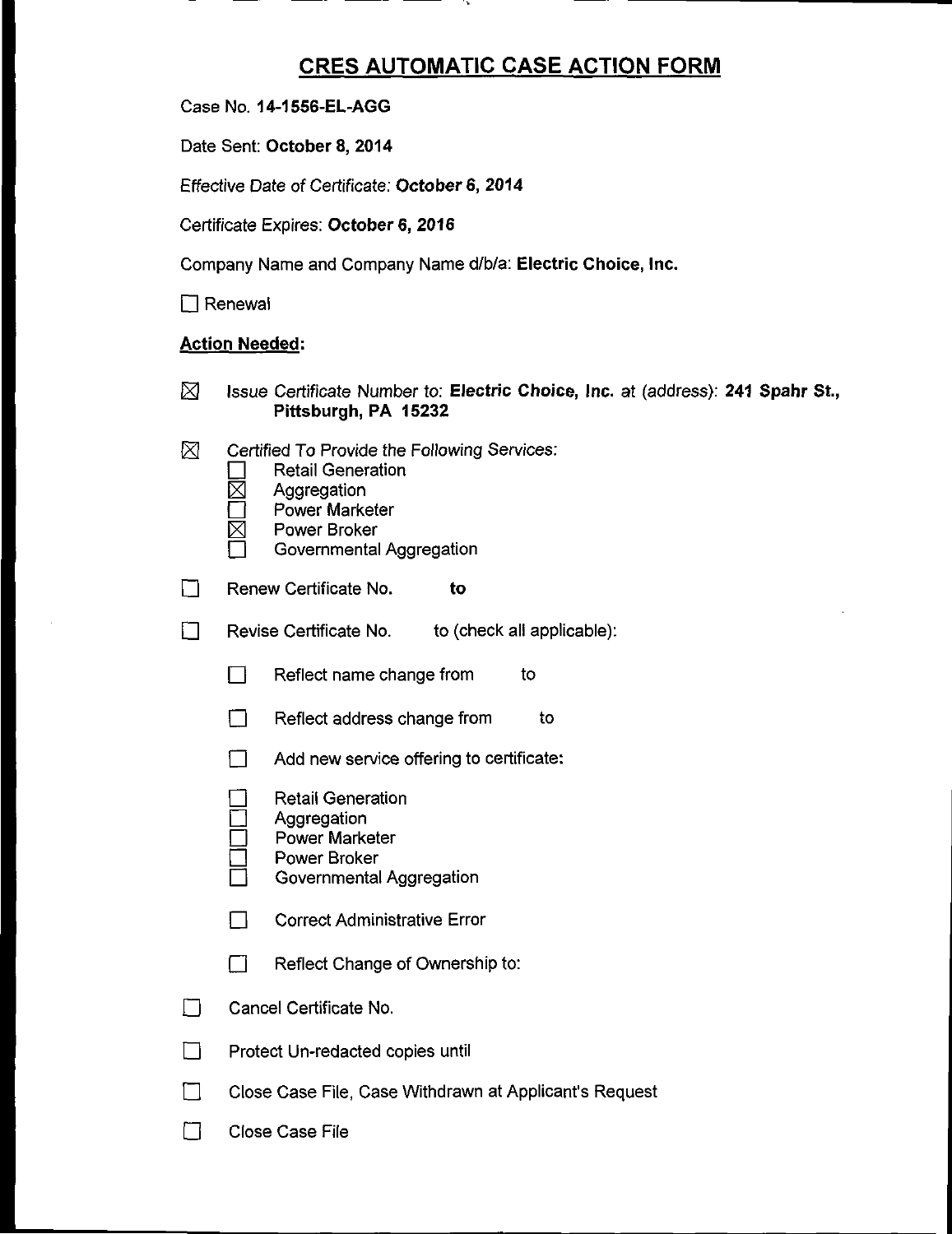# CRES AUTOMATIC CASE ACTION FORM

Case No. **14-1556-EL-AGG**

Date Sent: **October 8, 2014**

Effective Date of Certificate: **October 6, 2014**

Certificate Expires: **October 6, 2016**

Company Name and Company Name d/b/a: **Electric Choice, Inc.**

☐ Renewal

**Action Needed:**

☒ Issue Certificate Number to: **Electric Choice, Inc.** at (address): **241 Spahr St., Pittsburgh, PA 15232**

☒ Certified To Provide the Following Services:
- ☐ Retail Generation
- ☒ Aggregation
- ☐ Power Marketer
- ☒ Power Broker
- ☐ Governmental Aggregation

☐ Renew Certificate No. **to**

☐ Revise Certificate No. to (check all applicable):

- ☐ Reflect name change from to
- ☐ Reflect address change from to
- ☐ Add new service offering to certificate:
  - ☐ Retail Generation
  - ☐ Aggregation
  - ☐ Power Marketer
  - ☐ Power Broker
  - ☐ Governmental Aggregation
- ☐ Correct Administrative Error
- ☐ Reflect Change of Ownership to:

☐ Cancel Certificate No.

☐ Protect Un-redacted copies until

☐ Close Case File, Case Withdrawn at Applicant's Request

☐ Close Case File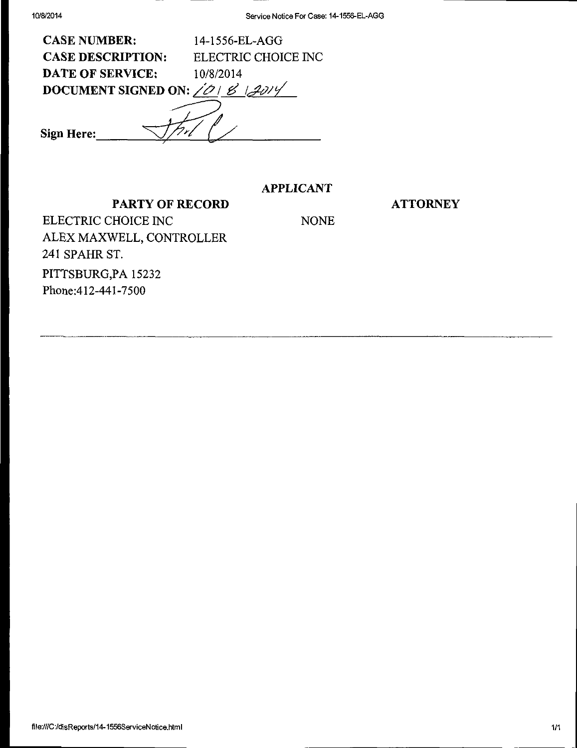**CASE NUMBER:** 14-1556-EL-AGG

**CASE DESCRIPTION:** ELECTRIC CHOICE INC

**DATE OF SERVICE:** 10/8/2014

**DOCUMENT SIGNED ON:** 10/8/2014

**Sign Here:** ______________________

**APPLICANT**

| PARTY OF RECORD | | ATTORNEY |
|---|---|---|
| ELECTRIC CHOICE INC<br>ALEX MAXWELL, CONTROLLER<br>241 SPAHR ST.<br>PITTSBURG,PA 15232<br>Phone:412-441-7500 | NONE | |